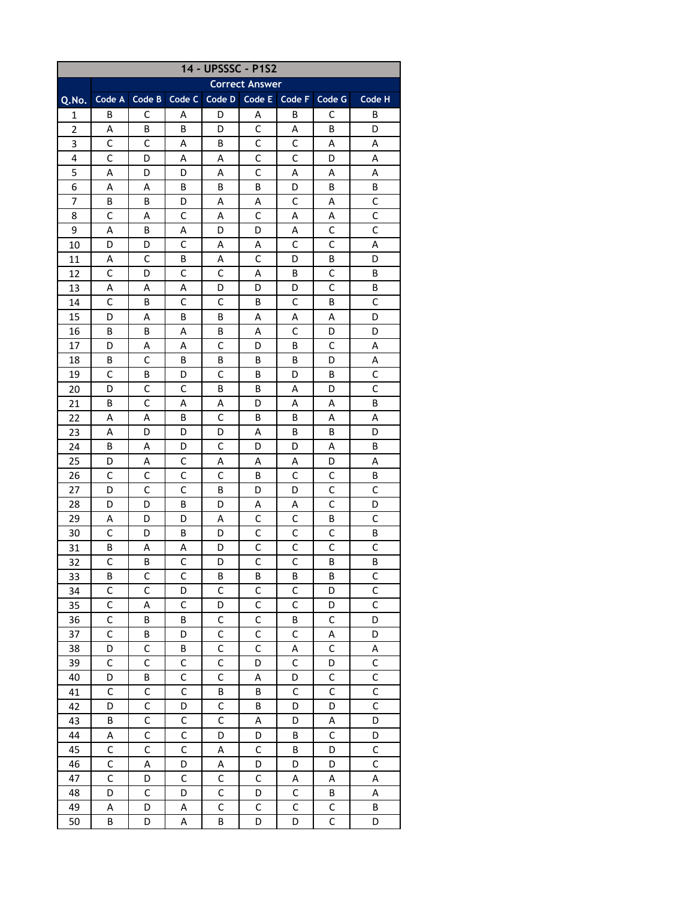| 14 - UPSSSC - P1S2 | | | | | | | | |
|---|---|---|---|---|---|---|---|---|
| | Correct Answer | | | | | | | |
| Q.No. | Code A | Code B | Code C | Code D | Code E | Code F | Code G | Code H |
| 1 | B | C | A | D | A | B | C | B |
| 2 | A | B | B | D | C | A | B | D |
| 3 | C | C | A | B | C | C | A | A |
| 4 | C | D | A | A | C | C | D | A |
| 5 | A | D | D | A | C | A | A | A |
| 6 | A | A | B | B | B | D | B | B |
| 7 | B | B | D | A | A | C | A | C |
| 8 | C | A | C | A | C | A | A | C |
| 9 | A | B | A | D | D | A | C | C |
| 10 | D | D | C | A | A | C | C | A |
| 11 | A | C | B | A | C | D | B | D |
| 12 | C | D | C | C | A | B | C | B |
| 13 | A | A | A | D | D | D | C | B |
| 14 | C | B | C | C | B | C | B | C |
| 15 | D | A | B | B | A | A | A | D |
| 16 | B | B | A | B | A | C | D | D |
| 17 | D | A | A | C | D | B | C | A |
| 18 | B | C | B | B | B | B | D | A |
| 19 | C | B | D | C | B | D | B | C |
| 20 | D | C | C | B | B | A | D | C |
| 21 | B | C | A | A | D | A | A | B |
| 22 | A | A | B | C | B | B | A | A |
| 23 | A | D | D | D | A | B | B | D |
| 24 | B | A | D | C | D | D | A | B |
| 25 | D | A | C | A | A | A | D | A |
| 26 | C | C | C | C | B | C | C | B |
| 27 | D | C | C | B | D | D | C | C |
| 28 | D | D | B | D | A | A | C | D |
| 29 | A | D | D | A | C | C | B | C |
| 30 | C | D | B | D | C | C | C | B |
| 31 | B | A | A | D | C | C | C | C |
| 32 | C | B | C | D | C | C | B | B |
| 33 | B | C | C | B | B | B | B | C |
| 34 | C | C | D | C | C | C | D | C |
| 35 | C | A | C | D | C | C | D | C |
| 36 | C | B | B | C | C | B | C | D |
| 37 | C | B | D | C | C | C | A | D |
| 38 | D | C | B | C | C | A | C | A |
| 39 | C | C | C | C | D | C | D | C |
| 40 | D | B | C | C | A | D | C | C |
| 41 | C | C | C | B | B | C | C | C |
| 42 | D | C | D | C | B | D | D | C |
| 43 | B | C | C | C | A | D | A | D |
| 44 | A | C | C | D | D | B | C | D |
| 45 | C | C | C | A | C | B | D | C |
| 46 | C | A | D | A | D | D | D | C |
| 47 | C | D | C | C | C | A | A | A |
| 48 | D | C | D | C | D | C | B | A |
| 49 | A | D | A | C | C | C | C | B |
| 50 | B | D | A | B | D | D | C | D |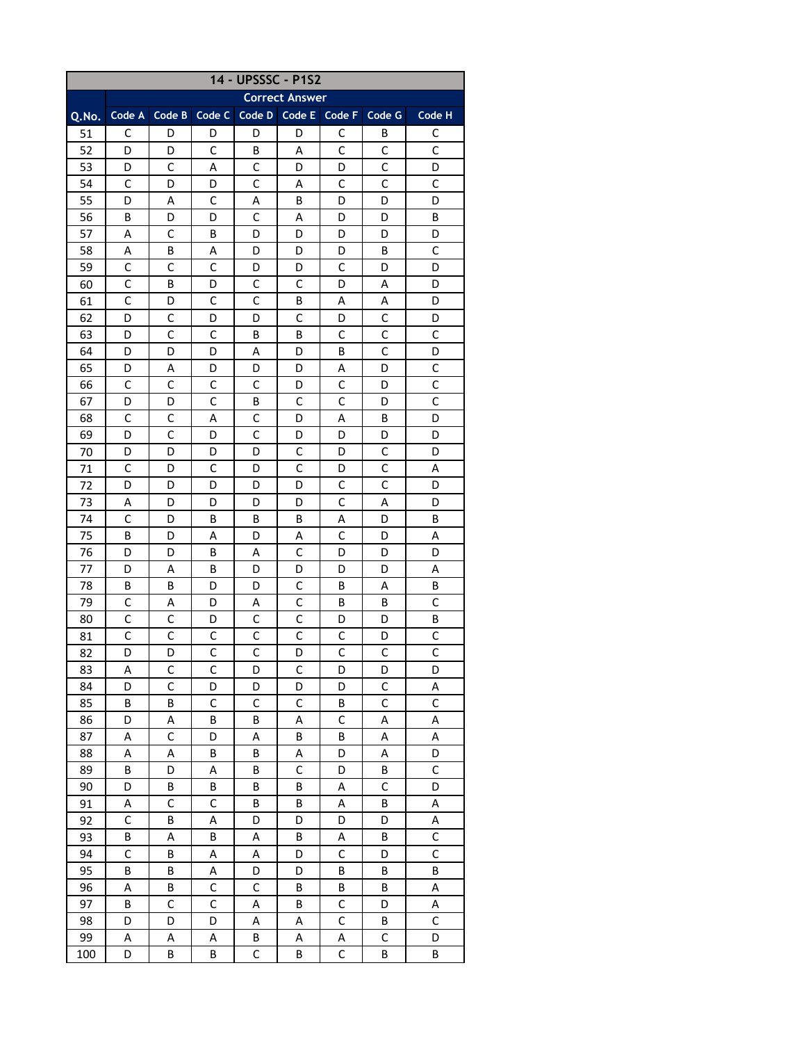| 14 - UPSSSC - P1S2 | | | | | | | | |
|---|---|---|---|---|---|---|---|---|
| | Correct Answer | | | | | | | |
| Q.No. | Code A | Code B | Code C | Code D | Code E | Code F | Code G | Code H |
| 51 | C | D | D | D | D | C | B | C |
| 52 | D | D | C | B | A | C | C | C |
| 53 | D | C | A | C | D | D | C | D |
| 54 | C | D | D | C | A | C | C | C |
| 55 | D | A | C | A | B | D | D | D |
| 56 | B | D | D | C | A | D | D | B |
| 57 | A | C | B | D | D | D | D | D |
| 58 | A | B | A | D | D | D | B | C |
| 59 | C | C | C | D | D | C | D | D |
| 60 | C | B | D | C | C | D | A | D |
| 61 | C | D | C | C | B | A | A | D |
| 62 | D | C | D | D | C | D | C | D |
| 63 | D | C | C | B | B | C | C | C |
| 64 | D | D | D | A | D | B | C | D |
| 65 | D | A | D | D | D | A | D | C |
| 66 | C | C | C | C | D | C | D | C |
| 67 | D | D | C | B | C | C | D | C |
| 68 | C | C | A | C | D | A | B | D |
| 69 | D | C | D | C | D | D | D | D |
| 70 | D | D | D | D | C | D | C | D |
| 71 | C | D | C | D | C | D | C | A |
| 72 | D | D | D | D | D | C | C | D |
| 73 | A | D | D | D | D | C | A | D |
| 74 | C | D | B | B | B | A | D | B |
| 75 | B | D | A | D | A | C | D | A |
| 76 | D | D | B | A | C | D | D | D |
| 77 | D | A | B | D | D | D | D | A |
| 78 | B | B | D | D | C | B | A | B |
| 79 | C | A | D | A | C | B | B | C |
| 80 | C | C | D | C | C | D | D | B |
| 81 | C | C | C | C | C | C | D | C |
| 82 | D | D | C | C | D | C | C | C |
| 83 | A | C | C | D | C | D | D | D |
| 84 | D | C | D | D | D | D | C | A |
| 85 | B | B | C | C | C | B | C | C |
| 86 | D | A | B | B | A | C | A | A |
| 87 | A | C | D | A | B | B | A | A |
| 88 | A | A | B | B | A | D | A | D |
| 89 | B | D | A | B | C | D | B | C |
| 90 | D | B | B | B | B | A | C | D |
| 91 | A | C | C | B | B | A | B | A |
| 92 | C | B | A | D | D | D | D | A |
| 93 | B | A | B | A | B | A | B | C |
| 94 | C | B | A | A | D | C | D | C |
| 95 | B | B | A | D | D | B | B | B |
| 96 | A | B | C | C | B | B | B | A |
| 97 | B | C | C | A | B | C | D | A |
| 98 | D | D | D | A | A | C | B | C |
| 99 | A | A | A | B | A | A | C | D |
| 100 | D | B | B | C | B | C | B | B |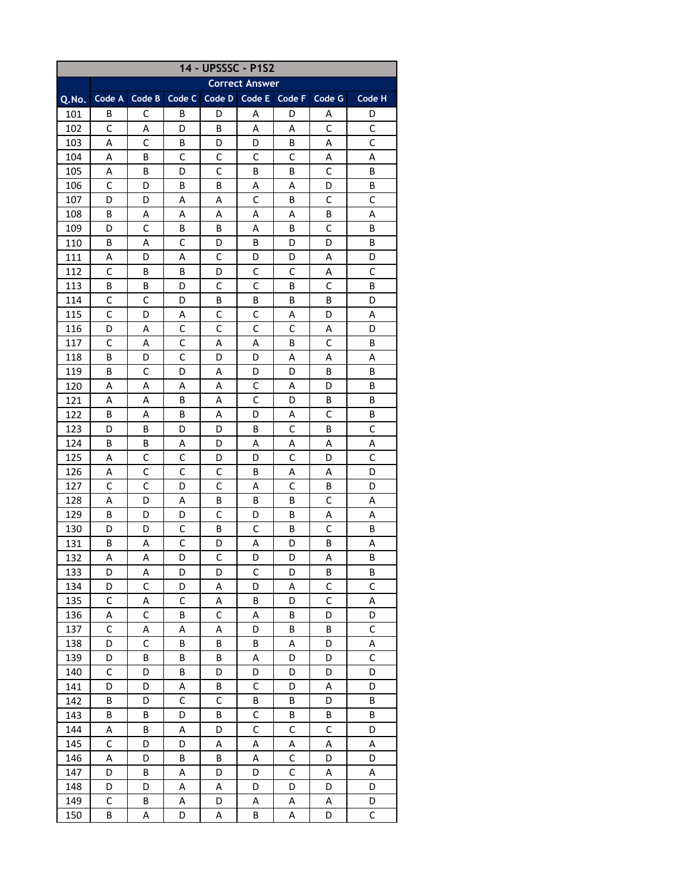| 14 - UPSSSC - P1S2 | | | | | | | | |
|---|---|---|---|---|---|---|---|---|
| | Correct Answer | | | | | | | |
| Q.No. | Code A | Code B | Code C | Code D | Code E | Code F | Code G | Code H |
| 101 | B | C | B | D | A | D | A | D |
| 102 | C | A | D | B | A | A | C | C |
| 103 | A | C | B | D | D | B | A | C |
| 104 | A | B | C | C | C | C | A | A |
| 105 | A | B | D | C | B | B | C | B |
| 106 | C | D | B | B | A | A | D | B |
| 107 | D | D | A | A | C | B | C | C |
| 108 | B | A | A | A | A | A | B | A |
| 109 | D | C | B | B | A | B | C | B |
| 110 | B | A | C | D | B | D | D | B |
| 111 | A | D | A | C | D | D | A | D |
| 112 | C | B | B | D | C | C | A | C |
| 113 | B | B | D | C | C | B | C | B |
| 114 | C | C | D | B | B | B | B | D |
| 115 | C | D | A | C | C | A | D | A |
| 116 | D | A | C | C | C | C | A | D |
| 117 | C | A | C | A | A | B | C | B |
| 118 | B | D | C | D | D | A | A | A |
| 119 | B | C | D | A | D | D | B | B |
| 120 | A | A | A | A | C | A | D | B |
| 121 | A | A | B | A | C | D | B | B |
| 122 | B | A | B | A | D | A | C | B |
| 123 | D | B | D | D | B | C | B | C |
| 124 | B | B | A | D | A | A | A | A |
| 125 | A | C | C | D | D | C | D | C |
| 126 | A | C | C | C | B | A | A | D |
| 127 | C | C | D | C | A | C | B | D |
| 128 | A | D | A | B | B | B | C | A |
| 129 | B | D | D | C | D | B | A | A |
| 130 | D | D | C | B | C | B | C | B |
| 131 | B | A | C | D | A | D | B | A |
| 132 | A | A | D | C | D | D | A | B |
| 133 | D | A | D | D | C | D | B | B |
| 134 | D | C | D | A | D | A | C | C |
| 135 | C | A | C | A | B | D | C | A |
| 136 | A | C | B | C | A | B | D | D |
| 137 | C | A | A | A | D | B | B | C |
| 138 | D | C | B | B | B | A | D | A |
| 139 | D | B | B | B | A | D | D | C |
| 140 | C | D | B | D | D | D | D | D |
| 141 | D | D | A | B | C | D | A | D |
| 142 | B | D | C | C | B | B | D | B |
| 143 | B | B | D | B | C | B | B | B |
| 144 | A | B | A | D | C | C | C | D |
| 145 | C | D | D | A | A | A | A | A |
| 146 | A | D | B | B | A | C | D | D |
| 147 | D | B | A | D | D | C | A | A |
| 148 | D | D | A | A | D | D | D | D |
| 149 | C | B | A | D | A | A | A | D |
| 150 | B | A | D | A | B | A | D | C |